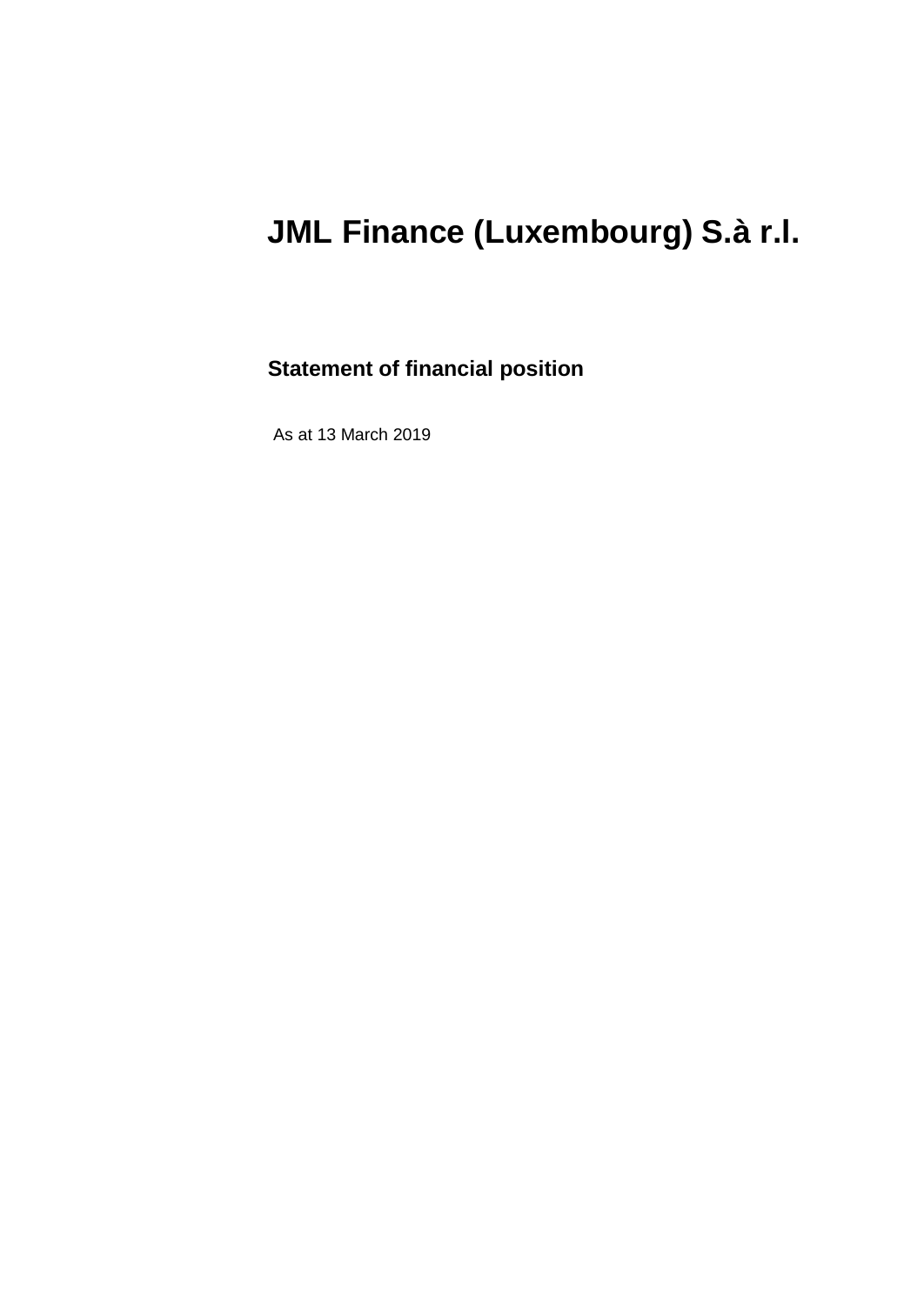# JML Finance (Luxembourg) S.à r.l.

## Statement of financial position

As at 13 March 2019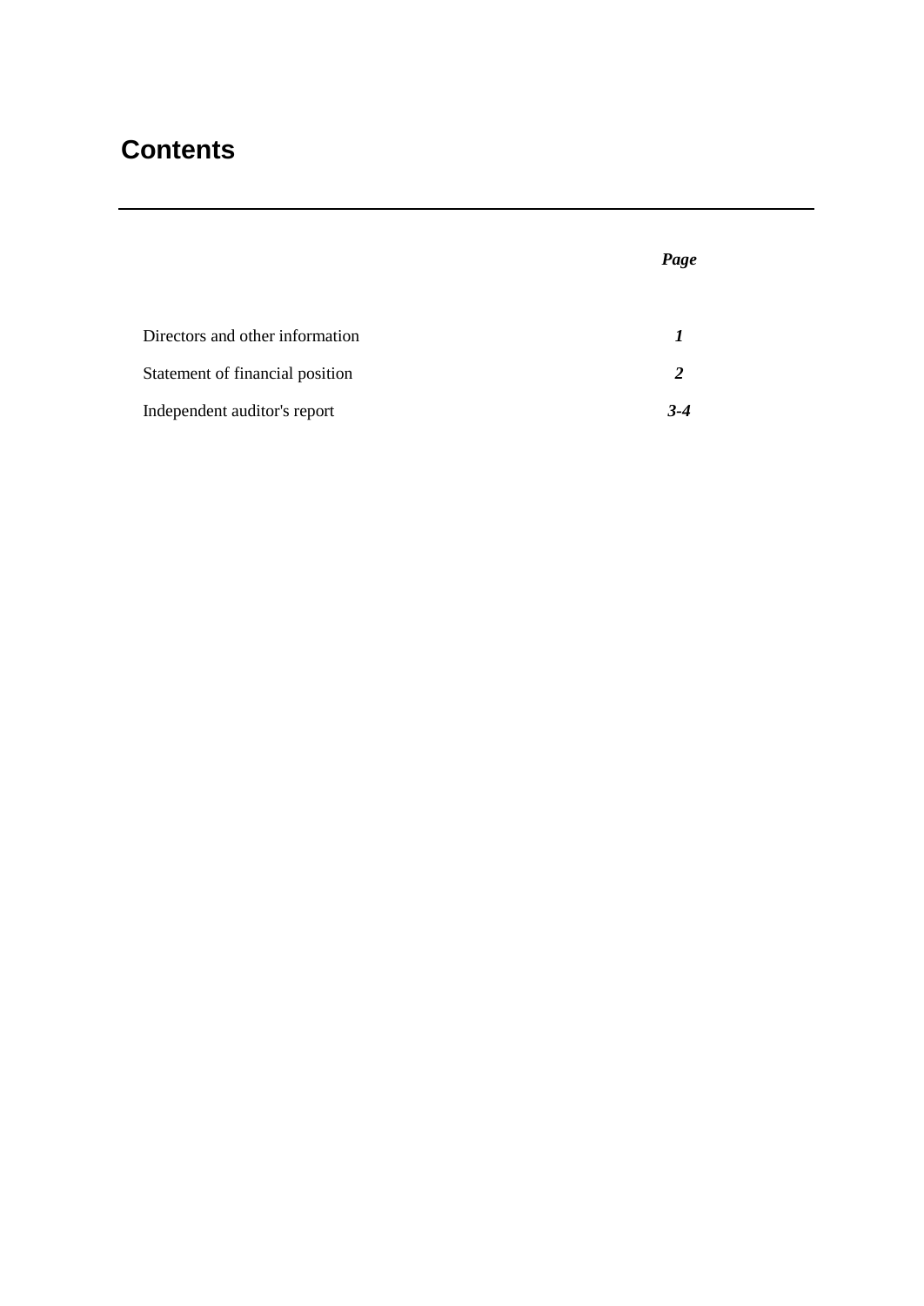# Contents

| | *Page* |
|---|---|
| Directors and other information | ***1*** |
| Statement of financial position | ***2*** |
| Independent auditor's report | ***3-4*** |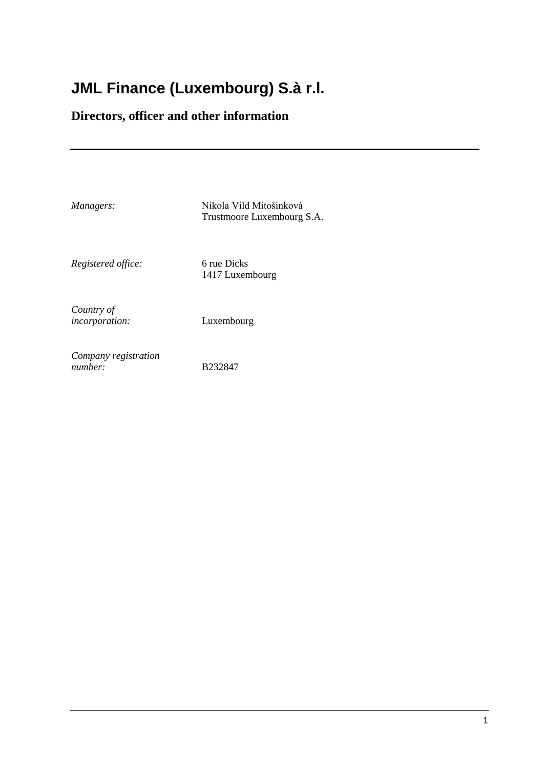# JML Finance (Luxembourg) S.à r.l.

## Directors, officer and other information

| | |
|---|---|
| *Managers:* | Nikola Vild Mitošinková<br>Trustmoore Luxembourg S.A. |
| *Registered office:* | 6 rue Dicks<br>1417 Luxembourg |
| *Country of incorporation:* | Luxembourg |
| *Company registration number:* | B232847 |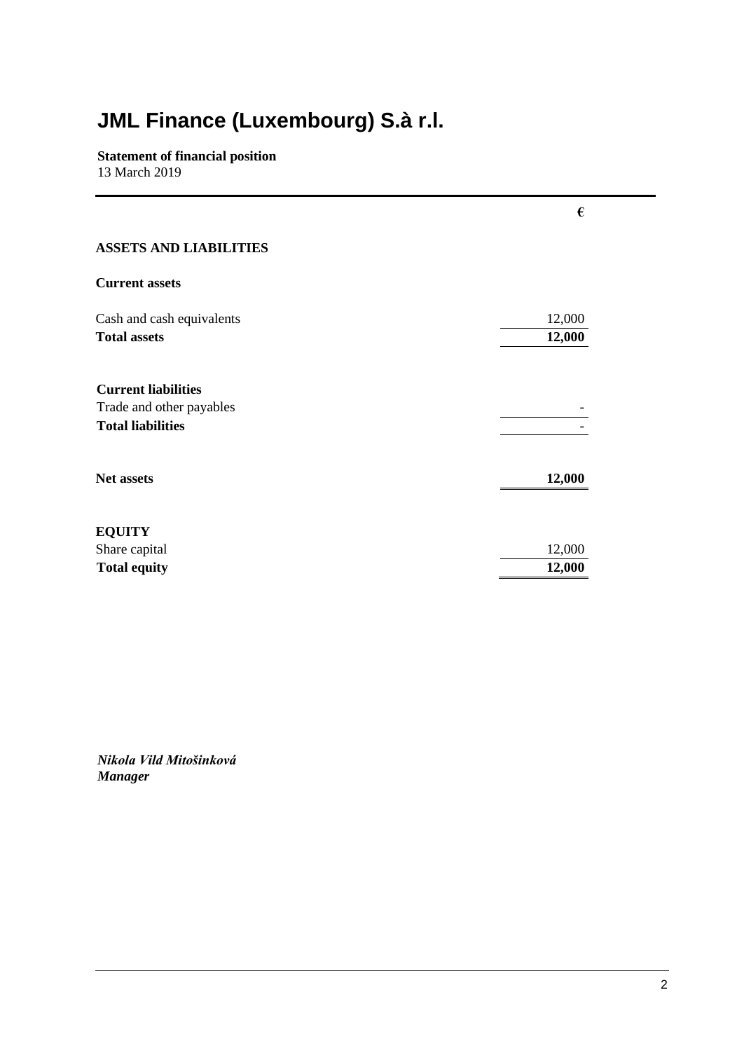# JML Finance (Luxembourg) S.à r.l.

**Statement of financial position**
13 March 2019

| | € |
|---|---|
| **ASSETS AND LIABILITIES** | |
| **Current assets** | |
| Cash and cash equivalents | 12,000 |
| **Total assets** | **12,000** |
| | |
| **Current liabilities** | |
| Trade and other payables | - |
| **Total liabilities** | - |
| | |
| **Net assets** | **12,000** |
| | |
| **EQUITY** | |
| Share capital | 12,000 |
| **Total equity** | **12,000** |

***Nikola Vild Mitošinková***
***Manager***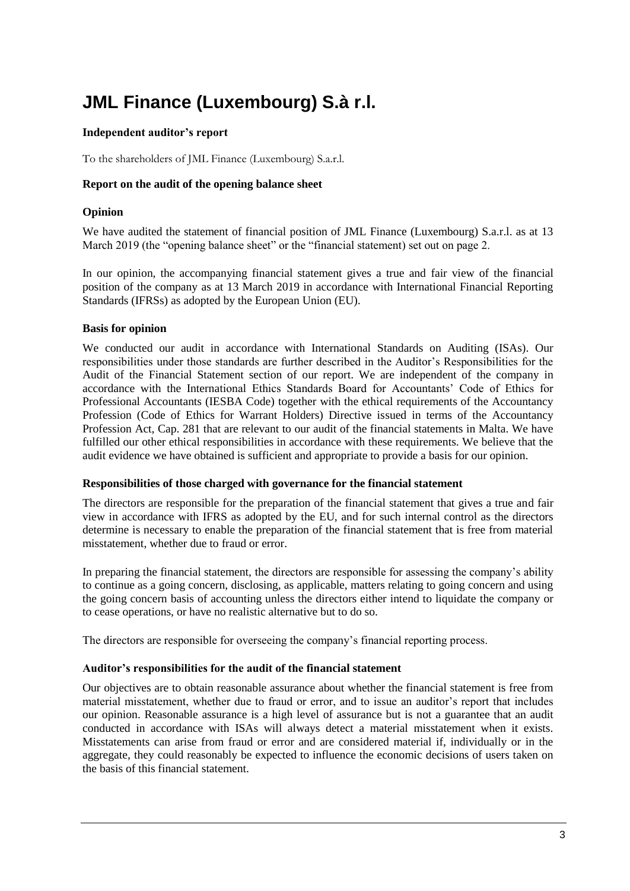# JML Finance (Luxembourg) S.à r.l.

**Independent auditor's report**

To the shareholders of JML Finance (Luxembourg) S.a.r.l.

**Report on the audit of the opening balance sheet**

**Opinion**

We have audited the statement of financial position of JML Finance (Luxembourg) S.a.r.l. as at 13 March 2019 (the "opening balance sheet" or the "financial statement) set out on page 2.

In our opinion, the accompanying financial statement gives a true and fair view of the financial position of the company as at 13 March 2019 in accordance with International Financial Reporting Standards (IFRSs) as adopted by the European Union (EU).

**Basis for opinion**

We conducted our audit in accordance with International Standards on Auditing (ISAs). Our responsibilities under those standards are further described in the Auditor's Responsibilities for the Audit of the Financial Statement section of our report. We are independent of the company in accordance with the International Ethics Standards Board for Accountants' Code of Ethics for Professional Accountants (IESBA Code) together with the ethical requirements of the Accountancy Profession (Code of Ethics for Warrant Holders) Directive issued in terms of the Accountancy Profession Act, Cap. 281 that are relevant to our audit of the financial statements in Malta. We have fulfilled our other ethical responsibilities in accordance with these requirements. We believe that the audit evidence we have obtained is sufficient and appropriate to provide a basis for our opinion.

**Responsibilities of those charged with governance for the financial statement**

The directors are responsible for the preparation of the financial statement that gives a true and fair view in accordance with IFRS as adopted by the EU, and for such internal control as the directors determine is necessary to enable the preparation of the financial statement that is free from material misstatement, whether due to fraud or error.

In preparing the financial statement, the directors are responsible for assessing the company's ability to continue as a going concern, disclosing, as applicable, matters relating to going concern and using the going concern basis of accounting unless the directors either intend to liquidate the company or to cease operations, or have no realistic alternative but to do so.

The directors are responsible for overseeing the company's financial reporting process.

**Auditor's responsibilities for the audit of the financial statement**

Our objectives are to obtain reasonable assurance about whether the financial statement is free from material misstatement, whether due to fraud or error, and to issue an auditor's report that includes our opinion. Reasonable assurance is a high level of assurance but is not a guarantee that an audit conducted in accordance with ISAs will always detect a material misstatement when it exists. Misstatements can arise from fraud or error and are considered material if, individually or in the aggregate, they could reasonably be expected to influence the economic decisions of users taken on the basis of this financial statement.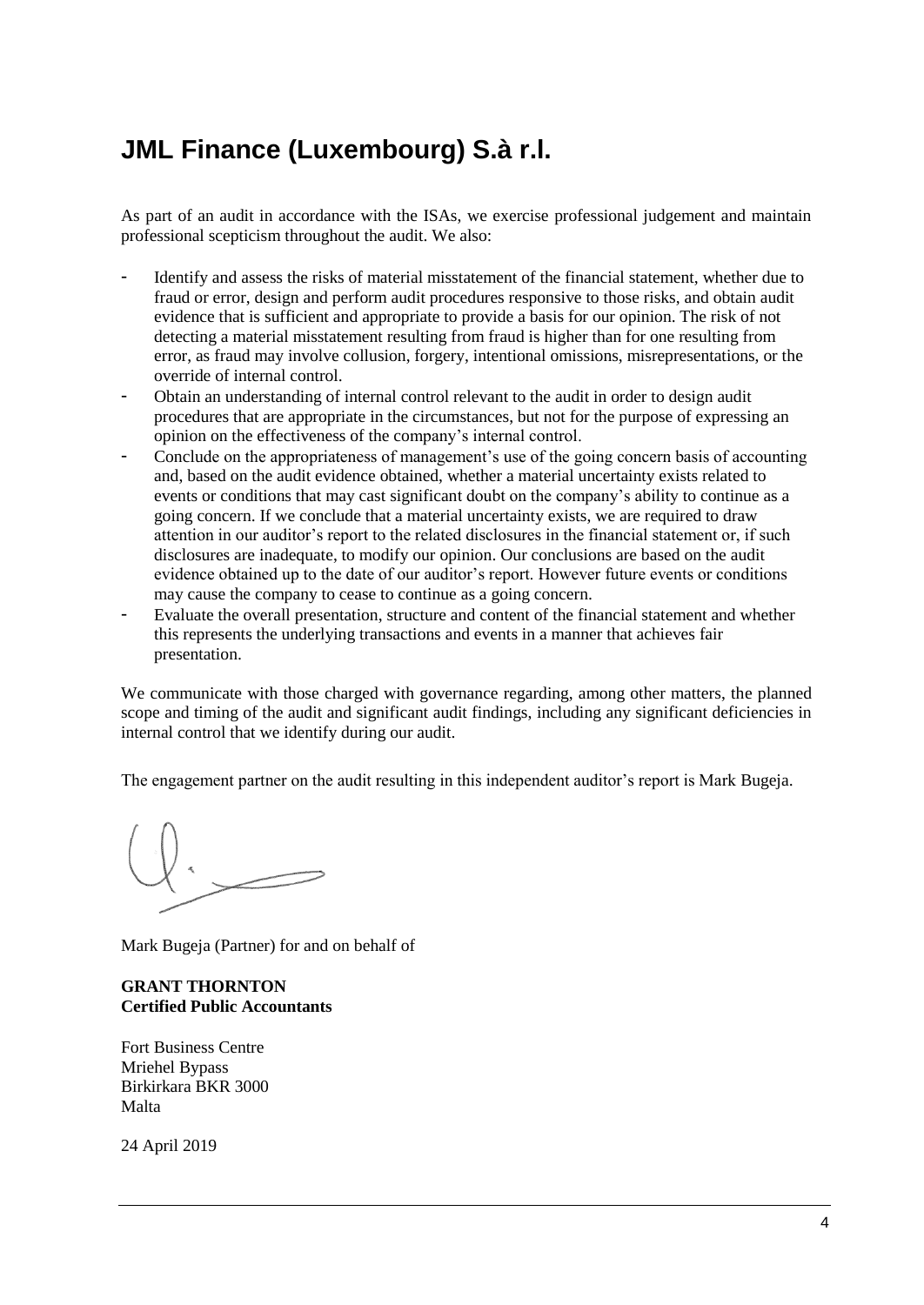# JML Finance (Luxembourg) S.à r.l.

As part of an audit in accordance with the ISAs, we exercise professional judgement and maintain professional scepticism throughout the audit. We also:

- Identify and assess the risks of material misstatement of the financial statement, whether due to fraud or error, design and perform audit procedures responsive to those risks, and obtain audit evidence that is sufficient and appropriate to provide a basis for our opinion. The risk of not detecting a material misstatement resulting from fraud is higher than for one resulting from error, as fraud may involve collusion, forgery, intentional omissions, misrepresentations, or the override of internal control.
- Obtain an understanding of internal control relevant to the audit in order to design audit procedures that are appropriate in the circumstances, but not for the purpose of expressing an opinion on the effectiveness of the company's internal control.
- Conclude on the appropriateness of management's use of the going concern basis of accounting and, based on the audit evidence obtained, whether a material uncertainty exists related to events or conditions that may cast significant doubt on the company's ability to continue as a going concern. If we conclude that a material uncertainty exists, we are required to draw attention in our auditor's report to the related disclosures in the financial statement or, if such disclosures are inadequate, to modify our opinion. Our conclusions are based on the audit evidence obtained up to the date of our auditor's report. However future events or conditions may cause the company to cease to continue as a going concern.
- Evaluate the overall presentation, structure and content of the financial statement and whether this represents the underlying transactions and events in a manner that achieves fair presentation.

We communicate with those charged with governance regarding, among other matters, the planned scope and timing of the audit and significant audit findings, including any significant deficiencies in internal control that we identify during our audit.

The engagement partner on the audit resulting in this independent auditor's report is Mark Bugeja.

Mark Bugeja (Partner) for and on behalf of

**GRANT THORNTON**
**Certified Public Accountants**

Fort Business Centre
Mriehel Bypass
Birkirkara BKR 3000
Malta

24 April 2019